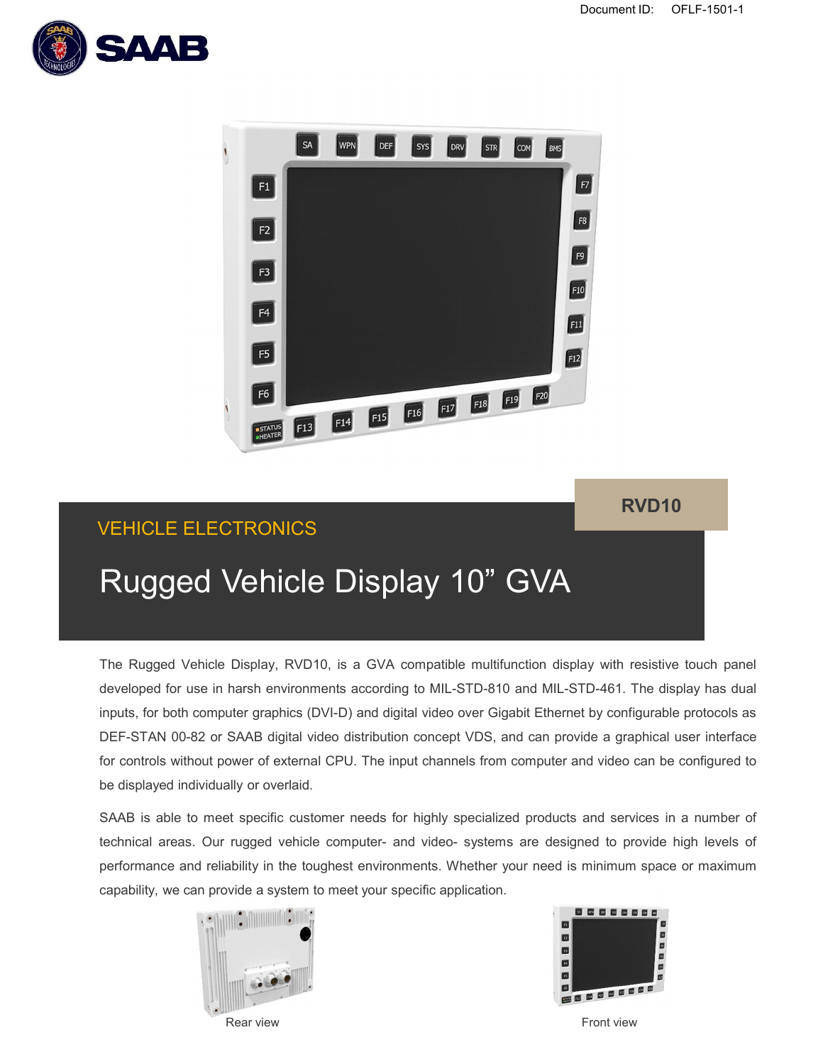Document ID: OFLF-1501-1

RVD10

VEHICLE ELECTRONICS

# Rugged Vehicle Display 10" GVA

The Rugged Vehicle Display, RVD10, is a GVA compatible multifunction display with resistive touch panel developed for use in harsh environments according to MIL-STD-810 and MIL-STD-461. The display has dual inputs, for both computer graphics (DVI-D) and digital video over Gigabit Ethernet by configurable protocols as DEF-STAN 00-82 or SAAB digital video distribution concept VDS, and can provide a graphical user interface for controls without power of external CPU. The input channels from computer and video can be configured to be displayed individually or overlaid.

SAAB is able to meet specific customer needs for highly specialized products and services in a number of technical areas. Our rugged vehicle computer- and video- systems are designed to provide high levels of performance and reliability in the toughest environments. Whether your need is minimum space or maximum capability, we can provide a system to meet your specific application.

Rear view

Front view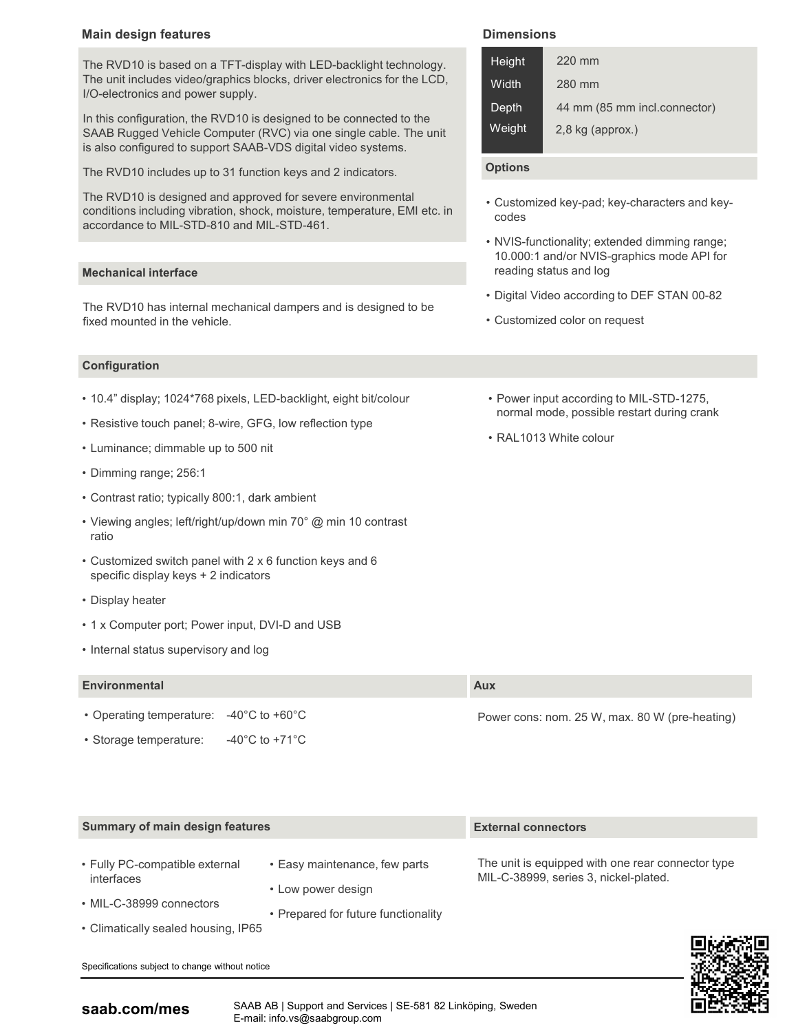## Main design features

The RVD10 is based on a TFT-display with LED-backlight technology. The unit includes video/graphics blocks, driver electronics for the LCD, I/O-electronics and power supply.

In this configuration, the RVD10 is designed to be connected to the SAAB Rugged Vehicle Computer (RVC) via one single cable. The unit is also configured to support SAAB-VDS digital video systems.

The RVD10 includes up to 31 function keys and 2 indicators.

The RVD10 is designed and approved for severe environmental conditions including vibration, shock, moisture, temperature, EMI etc. in accordance to MIL-STD-810 and MIL-STD-461.

### Mechanical interface

The RVD10 has internal mechanical dampers and is designed to be fixed mounted in the vehicle.

## Dimensions

| | |
|---|---|
| Height | 220 mm |
| Width | 280 mm |
| Depth | 44 mm (85 mm incl.connector) |
| Weight | 2,8 kg (approx.) |

### Options

- Customized key-pad; key-characters and key-codes
- NVIS-functionality; extended dimming range; 10.000:1 and/or NVIS-graphics mode API for reading status and log
- Digital Video according to DEF STAN 00-82
- Customized color on request

### Configuration

- 10.4" display; 1024*768 pixels, LED-backlight, eight bit/colour
- Resistive touch panel; 8-wire, GFG, low reflection type
- Luminance; dimmable up to 500 nit
- Dimming range; 256:1
- Contrast ratio; typically 800:1, dark ambient
- Viewing angles; left/right/up/down min 70° @ min 10 contrast ratio
- Customized switch panel with 2 x 6 function keys and 6 specific display keys + 2 indicators
- Display heater
- 1 x Computer port; Power input, DVI-D and USB
- Internal status supervisory and log
- Power input according to MIL-STD-1275, normal mode, possible restart during crank
- RAL1013 White colour

### Environmental

- Operating temperature: -40°C to +60°C
- Storage temperature: -40°C to +71°C

### Aux

Power cons: nom. 25 W, max. 80 W (pre-heating)

### Summary of main design features

- Fully PC-compatible external interfaces
- MIL-C-38999 connectors
- Climatically sealed housing, IP65
- Easy maintenance, few parts
- Low power design
- Prepared for future functionality

### External connectors

The unit is equipped with one rear connector type MIL-C-38999, series 3, nickel-plated.

Specifications subject to change without notice

**saab.com/mes**

SAAB AB | Support and Services | SE-581 82 Linköping, Sweden
E-mail: info.vs@saabgroup.com